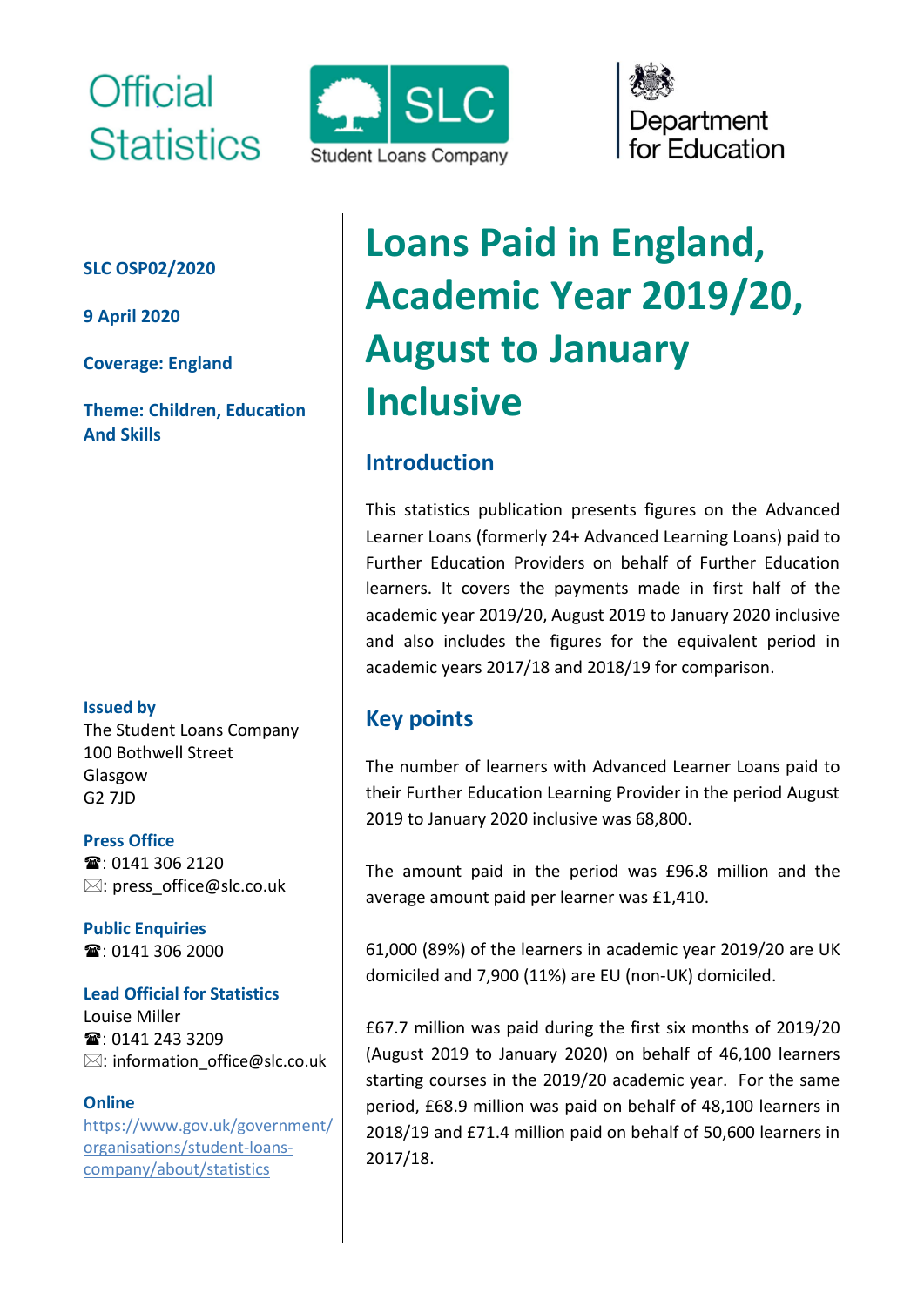Official Statistics

Student Loans Company

Department for Education

**SLC OSP02/2020**

**9 April 2020**

**Coverage: England**

**Theme: Children, Education And Skills**

# Loans Paid in England, Academic Year 2019/20, August to January Inclusive

## Introduction

This statistics publication presents figures on the Advanced Learner Loans (formerly 24+ Advanced Learning Loans) paid to Further Education Providers on behalf of Further Education learners. It covers the payments made in first half of the academic year 2019/20, August 2019 to January 2020 inclusive and also includes the figures for the equivalent period in academic years 2017/18 and 2018/19 for comparison.

## Key points

The number of learners with Advanced Learner Loans paid to their Further Education Learning Provider in the period August 2019 to January 2020 inclusive was 68,800.

The amount paid in the period was £96.8 million and the average amount paid per learner was £1,410.

61,000 (89%) of the learners in academic year 2019/20 are UK domiciled and 7,900 (11%) are EU (non-UK) domiciled.

£67.7 million was paid during the first six months of 2019/20 (August 2019 to January 2020) on behalf of 46,100 learners starting courses in the 2019/20 academic year. For the same period, £68.9 million was paid on behalf of 48,100 learners in 2018/19 and £71.4 million paid on behalf of 50,600 learners in 2017/18.

**Issued by**
The Student Loans Company
100 Bothwell Street
Glasgow
G2 7JD

**Press Office**
☎: 0141 306 2120
✉: press_office@slc.co.uk

**Public Enquiries**
☎: 0141 306 2000

**Lead Official for Statistics**
Louise Miller
☎: 0141 243 3209
✉: information_office@slc.co.uk

**Online**
https://www.gov.uk/government/organisations/student-loans-company/about/statistics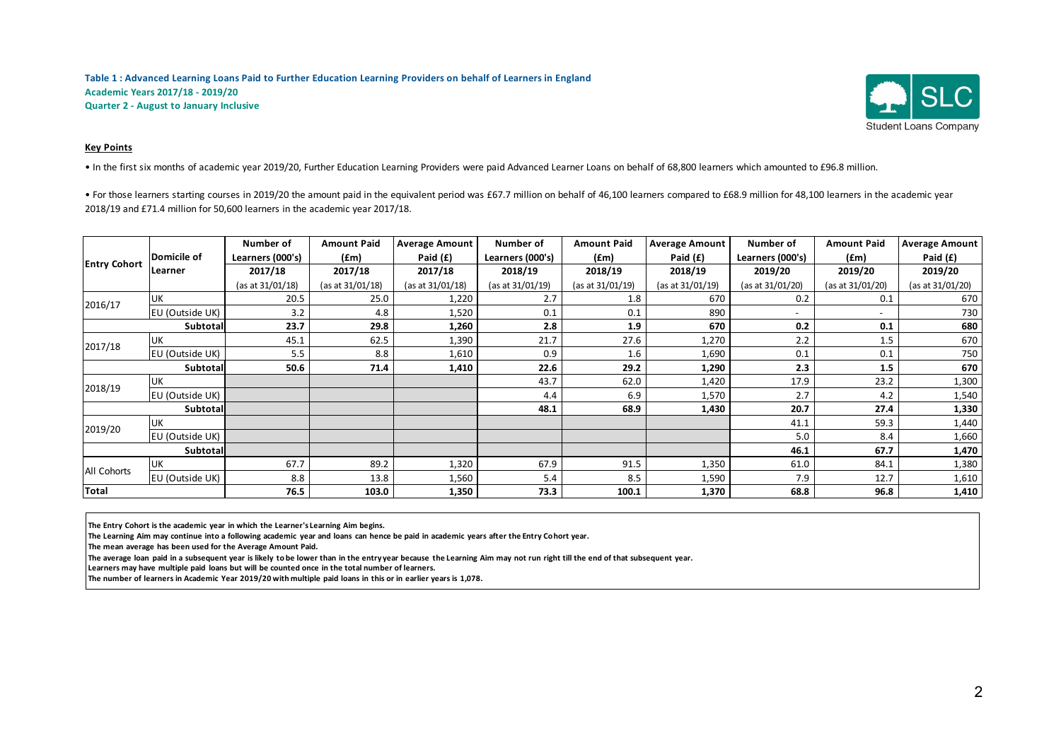**Table 1 : Advanced Learning Loans Paid to Further Education Learning Providers on behalf of Learners in England**
**Academic Years 2017/18 - 2019/20**
**Quarter 2 - August to January Inclusive**

**Key Points**

- In the first six months of academic year 2019/20, Further Education Learning Providers were paid Advanced Learner Loans on behalf of 68,800 learners which amounted to £96.8 million.

- For those learners starting courses in 2019/20 the amount paid in the equivalent period was £67.7 million on behalf of 46,100 learners compared to £68.9 million for 48,100 learners in the academic year 2018/19 and £71.4 million for 50,600 learners in the academic year 2017/18.

| Entry Cohort | Domicile of Learner | Number of Learners (000's) 2017/18 (as at 31/01/18) | Amount Paid (£m) 2017/18 (as at 31/01/18) | Average Amount Paid (£) 2017/18 (as at 31/01/18) | Number of Learners (000's) 2018/19 (as at 31/01/19) | Amount Paid (£m) 2018/19 (as at 31/01/19) | Average Amount Paid (£) 2018/19 (as at 31/01/19) | Number of Learners (000's) 2019/20 (as at 31/01/20) | Amount Paid (£m) 2019/20 (as at 31/01/20) | Average Amount Paid (£) 2019/20 (as at 31/01/20) |
|---|---|---|---|---|---|---|---|---|---|---|
| 2016/17 | UK | 20.5 | 25.0 | 1,220 | 2.7 | 1.8 | 670 | 0.2 | 0.1 | 670 |
| | EU (Outside UK) | 3.2 | 4.8 | 1,520 | 0.1 | 0.1 | 890 | - | - | 730 |
| | **Subtotal** | **23.7** | **29.8** | **1,260** | **2.8** | **1.9** | **670** | **0.2** | **0.1** | **680** |
| 2017/18 | UK | 45.1 | 62.5 | 1,390 | 21.7 | 27.6 | 1,270 | 2.2 | 1.5 | 670 |
| | EU (Outside UK) | 5.5 | 8.8 | 1,610 | 0.9 | 1.6 | 1,690 | 0.1 | 0.1 | 750 |
| | **Subtotal** | **50.6** | **71.4** | **1,410** | **22.6** | **29.2** | **1,290** | **2.3** | **1.5** | **670** |
| 2018/19 | UK | | | | 43.7 | 62.0 | 1,420 | 17.9 | 23.2 | 1,300 |
| | EU (Outside UK) | | | | 4.4 | 6.9 | 1,570 | 2.7 | 4.2 | 1,540 |
| | **Subtotal** | | | | **48.1** | **68.9** | **1,430** | **20.7** | **27.4** | **1,330** |
| 2019/20 | UK | | | | | | | 41.1 | 59.3 | 1,440 |
| | EU (Outside UK) | | | | | | | 5.0 | 8.4 | 1,660 |
| | **Subtotal** | | | | | | | **46.1** | **67.7** | **1,470** |
| All Cohorts | UK | 67.7 | 89.2 | 1,320 | 67.9 | 91.5 | 1,350 | 61.0 | 84.1 | 1,380 |
| | EU (Outside UK) | 8.8 | 13.8 | 1,560 | 5.4 | 8.5 | 1,590 | 7.9 | 12.7 | 1,610 |
| **Total** | | **76.5** | **103.0** | **1,350** | **73.3** | **100.1** | **1,370** | **68.8** | **96.8** | **1,410** |

**The Entry Cohort is the academic year in which the Learner's Learning Aim begins.**
**The Learning Aim may continue into a following academic year and loans can hence be paid in academic years after the Entry Cohort year.**
**The mean average has been used for the Average Amount Paid.**
**The average loan paid in a subsequent year is likely to be lower than in the entry year because the Learning Aim may not run right till the end of that subsequent year.**
**Learners may have multiple paid loans but will be counted once in the total number of learners.**
**The number of learners in Academic Year 2019/20 with multiple paid loans in this or in earlier years is 1,078.**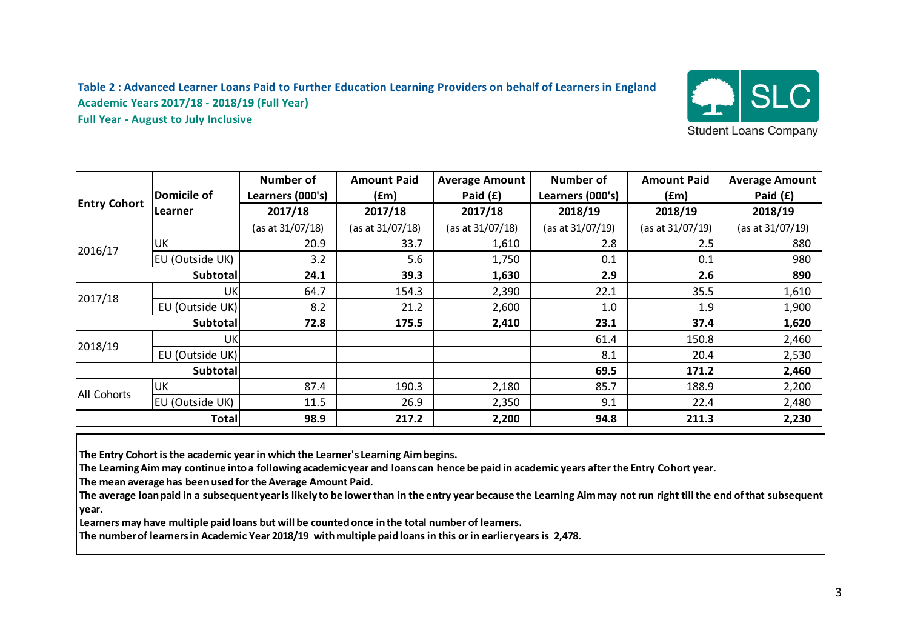**Table 2 : Advanced Learner Loans Paid to Further Education Learning Providers on behalf of Learners in England**
**Academic Years 2017/18 - 2018/19 (Full Year)**
**Full Year - August to July Inclusive**

| Entry Cohort | Domicile of Learner | Number of Learners (000's) | Amount Paid (£m) | Average Amount Paid (£) | Number of Learners (000's) | Amount Paid (£m) | Average Amount Paid (£) |
|---|---|---|---|---|---|---|---|
| | | 2017/18 | 2017/18 | 2017/18 | 2018/19 | 2018/19 | 2018/19 |
| | | (as at 31/07/18) | (as at 31/07/18) | (as at 31/07/18) | (as at 31/07/19) | (as at 31/07/19) | (as at 31/07/19) |
| 2016/17 | UK | 20.9 | 33.7 | 1,610 | 2.8 | 2.5 | 880 |
| | EU (Outside UK) | 3.2 | 5.6 | 1,750 | 0.1 | 0.1 | 980 |
| **Subtotal** | | **24.1** | **39.3** | **1,630** | **2.9** | **2.6** | **890** |
| 2017/18 | UK | 64.7 | 154.3 | 2,390 | 22.1 | 35.5 | 1,610 |
| | EU (Outside UK) | 8.2 | 21.2 | 2,600 | 1.0 | 1.9 | 1,900 |
| **Subtotal** | | **72.8** | **175.5** | **2,410** | **23.1** | **37.4** | **1,620** |
| 2018/19 | UK | | | | 61.4 | 150.8 | 2,460 |
| | EU (Outside UK) | | | | 8.1 | 20.4 | 2,530 |
| **Subtotal** | | | | | **69.5** | **171.2** | **2,460** |
| All Cohorts | UK | 87.4 | 190.3 | 2,180 | 85.7 | 188.9 | 2,200 |
| | EU (Outside UK) | 11.5 | 26.9 | 2,350 | 9.1 | 22.4 | 2,480 |
| **Total** | | **98.9** | **217.2** | **2,200** | **94.8** | **211.3** | **2,230** |

**The Entry Cohort is the academic year in which the Learner's Learning Aim begins.**
**The Learning Aim may continue into a following academic year and loans can hence be paid in academic years after the Entry Cohort year.**
**The mean average has been used for the Average Amount Paid.**
**The average loan paid in a subsequent year is likely to be lower than in the entry year because the Learning Aim may not run right till the end of that subsequent year.**
**Learners may have multiple paid loans but will be counted once in the total number of learners.**
**The number of learners in Academic Year 2018/19 with multiple paid loans in this or in earlier years is 2,478.**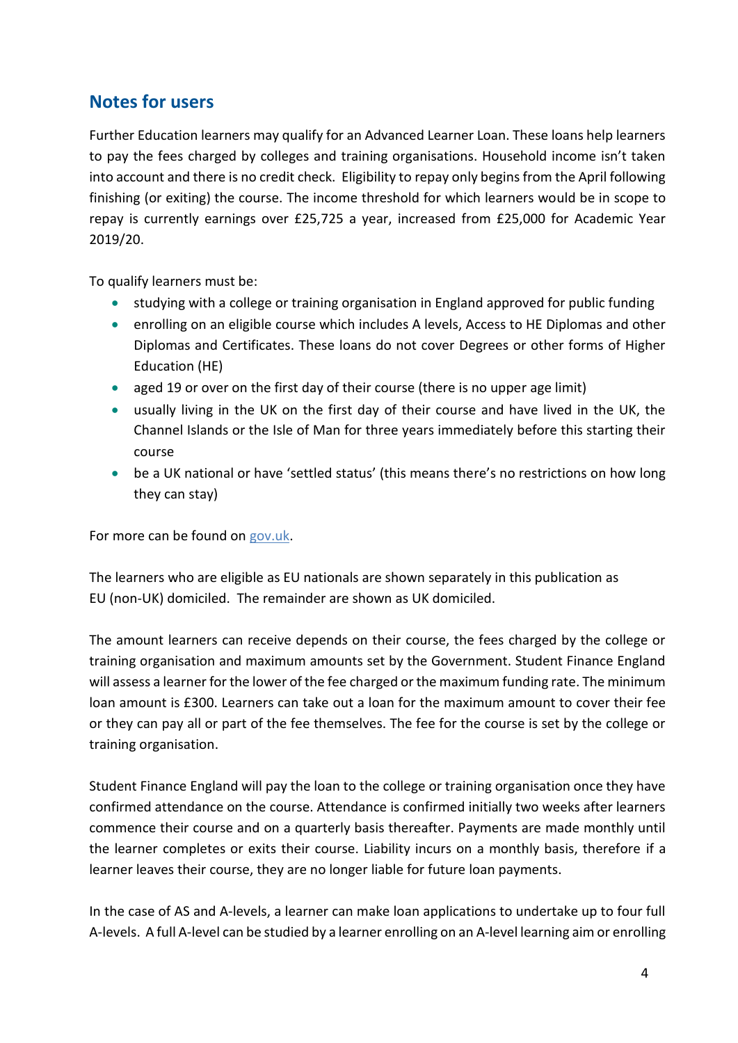## Notes for users

Further Education learners may qualify for an Advanced Learner Loan. These loans help learners to pay the fees charged by colleges and training organisations. Household income isn't taken into account and there is no credit check. Eligibility to repay only begins from the April following finishing (or exiting) the course. The income threshold for which learners would be in scope to repay is currently earnings over £25,725 a year, increased from £25,000 for Academic Year 2019/20.

To qualify learners must be:

- studying with a college or training organisation in England approved for public funding
- enrolling on an eligible course which includes A levels, Access to HE Diplomas and other Diplomas and Certificates. These loans do not cover Degrees or other forms of Higher Education (HE)
- aged 19 or over on the first day of their course (there is no upper age limit)
- usually living in the UK on the first day of their course and have lived in the UK, the Channel Islands or the Isle of Man for three years immediately before this starting their course
- be a UK national or have 'settled status' (this means there's no restrictions on how long they can stay)

For more can be found on [gov.uk](gov.uk).

The learners who are eligible as EU nationals are shown separately in this publication as EU (non-UK) domiciled. The remainder are shown as UK domiciled.

The amount learners can receive depends on their course, the fees charged by the college or training organisation and maximum amounts set by the Government. Student Finance England will assess a learner for the lower of the fee charged or the maximum funding rate. The minimum loan amount is £300. Learners can take out a loan for the maximum amount to cover their fee or they can pay all or part of the fee themselves. The fee for the course is set by the college or training organisation.

Student Finance England will pay the loan to the college or training organisation once they have confirmed attendance on the course. Attendance is confirmed initially two weeks after learners commence their course and on a quarterly basis thereafter. Payments are made monthly until the learner completes or exits their course. Liability incurs on a monthly basis, therefore if a learner leaves their course, they are no longer liable for future loan payments.

In the case of AS and A-levels, a learner can make loan applications to undertake up to four full A-levels. A full A-level can be studied by a learner enrolling on an A-level learning aim or enrolling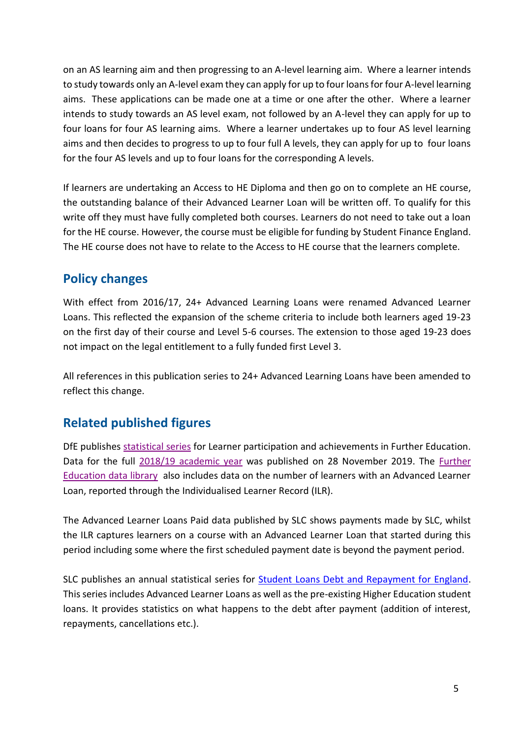on an AS learning aim and then progressing to an A-level learning aim. Where a learner intends to study towards only an A-level exam they can apply for up to four loans for four A-level learning aims. These applications can be made one at a time or one after the other. Where a learner intends to study towards an AS level exam, not followed by an A-level they can apply for up to four loans for four AS learning aims. Where a learner undertakes up to four AS level learning aims and then decides to progress to up to four full A levels, they can apply for up to four loans for the four AS levels and up to four loans for the corresponding A levels.

If learners are undertaking an Access to HE Diploma and then go on to complete an HE course, the outstanding balance of their Advanced Learner Loan will be written off. To qualify for this write off they must have fully completed both courses. Learners do not need to take out a loan for the HE course. However, the course must be eligible for funding by Student Finance England. The HE course does not have to relate to the Access to HE course that the learners complete.

## Policy changes

With effect from 2016/17, 24+ Advanced Learning Loans were renamed Advanced Learner Loans. This reflected the expansion of the scheme criteria to include both learners aged 19-23 on the first day of their course and Level 5-6 courses. The extension to those aged 19-23 does not impact on the legal entitlement to a fully funded first Level 3.

All references in this publication series to 24+ Advanced Learning Loans have been amended to reflect this change.

## Related published figures

DfE publishes statistical series for Learner participation and achievements in Further Education. Data for the full 2018/19 academic year was published on 28 November 2019. The Further Education data library also includes data on the number of learners with an Advanced Learner Loan, reported through the Individualised Learner Record (ILR).

The Advanced Learner Loans Paid data published by SLC shows payments made by SLC, whilst the ILR captures learners on a course with an Advanced Learner Loan that started during this period including some where the first scheduled payment date is beyond the payment period.

SLC publishes an annual statistical series for Student Loans Debt and Repayment for England. This series includes Advanced Learner Loans as well as the pre-existing Higher Education student loans. It provides statistics on what happens to the debt after payment (addition of interest, repayments, cancellations etc.).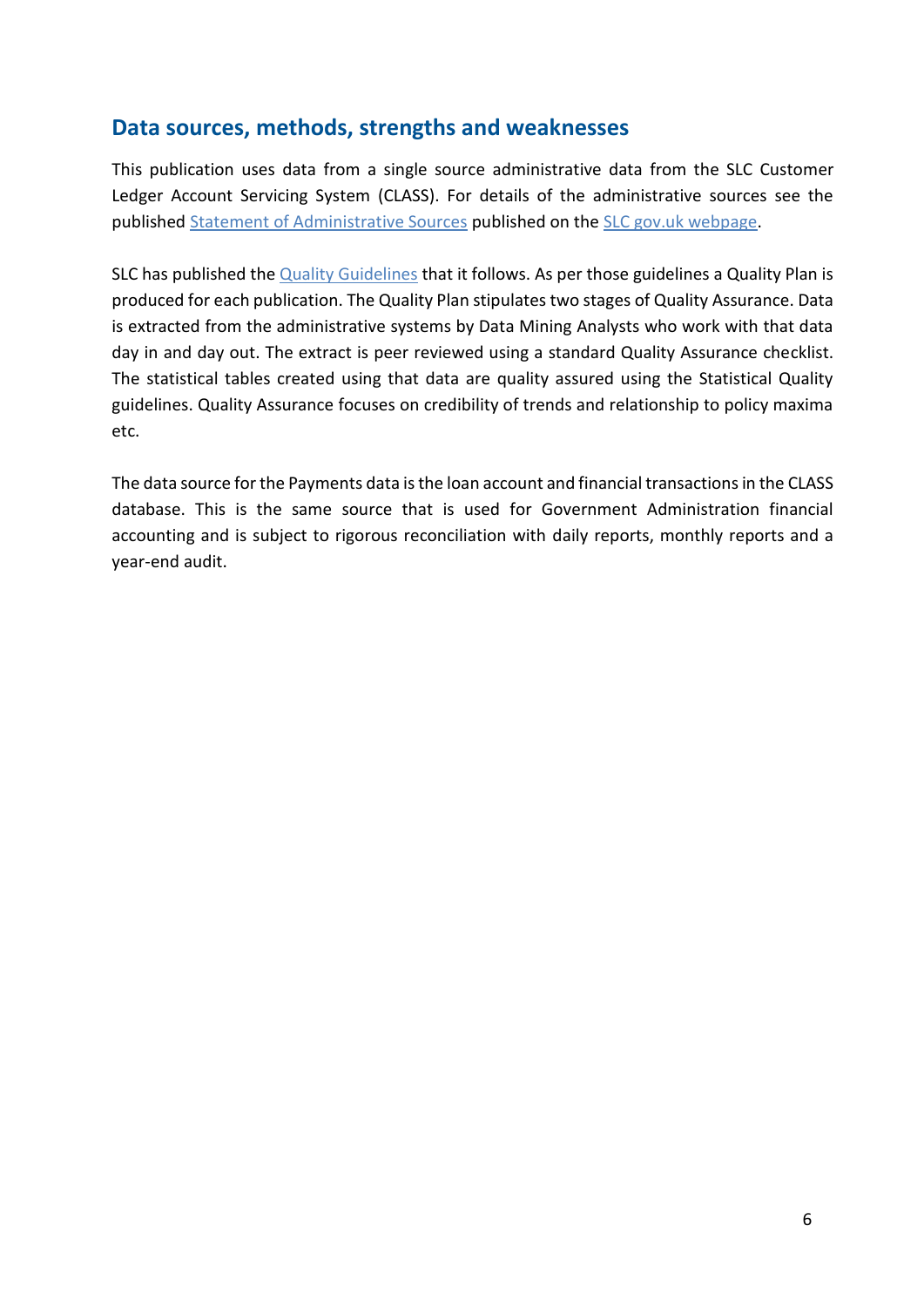## Data sources, methods, strengths and weaknesses

This publication uses data from a single source administrative data from the SLC Customer Ledger Account Servicing System (CLASS). For details of the administrative sources see the published Statement of Administrative Sources published on the SLC gov.uk webpage.

SLC has published the Quality Guidelines that it follows. As per those guidelines a Quality Plan is produced for each publication. The Quality Plan stipulates two stages of Quality Assurance. Data is extracted from the administrative systems by Data Mining Analysts who work with that data day in and day out. The extract is peer reviewed using a standard Quality Assurance checklist. The statistical tables created using that data are quality assured using the Statistical Quality guidelines. Quality Assurance focuses on credibility of trends and relationship to policy maxima etc.

The data source for the Payments data is the loan account and financial transactions in the CLASS database. This is the same source that is used for Government Administration financial accounting and is subject to rigorous reconciliation with daily reports, monthly reports and a year-end audit.